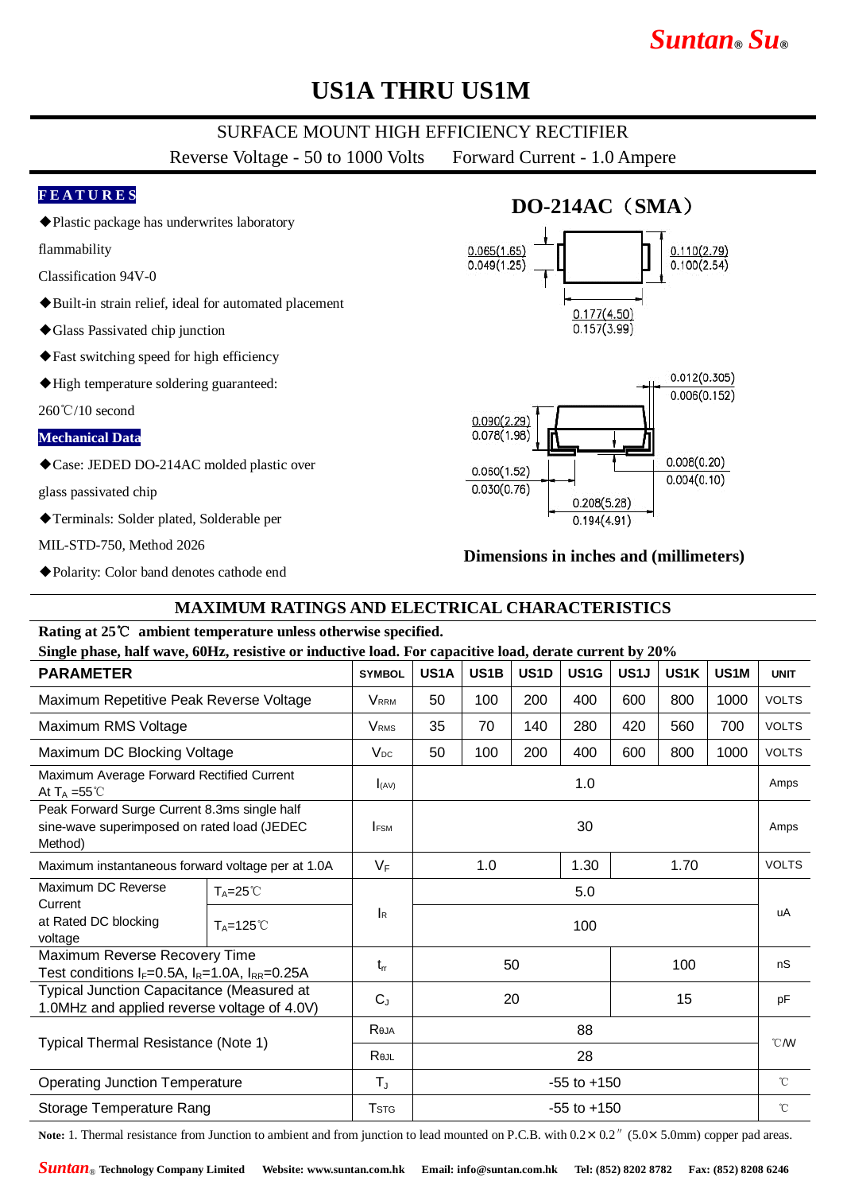# US1A THRU US1M

SURFACE MOUNT HIGH EFFICIENCY RECTIFIER

Reverse Voltage - 50 to 1000 Volts    Forward Current - 1.0 Ampere

**FEATURES**

- ◆Plastic package has underwrites laboratory flammability Classification 94V-0
- ◆Built-in strain relief, ideal for automated placement
- ◆Glass Passivated chip junction
- ◆Fast switching speed for high efficiency
- ◆High temperature soldering guaranteed: 260℃/10 second

**Mechanical Data**

- ◆Case: JEDED DO-214AC molded plastic over glass passivated chip
- ◆Terminals: Solder plated, Solderable per MIL-STD-750, Method 2026
- ◆Polarity: Color band denotes cathode end

**DO-214AC（SMA）**

0.065(1.65) / 0.049(1.25)    0.110(2.79) / 0.100(2.54)    0.177(4.50) / 0.157(3.99)

0.012(0.305) / 0.006(0.152)    0.090(2.29) / 0.078(1.98)    0.060(1.52) / 0.030(0.76)    0.008(0.20) / 0.004(0.10)    0.208(5.28) / 0.194(4.91)

**Dimensions in inches and (millimeters)**

## MAXIMUM RATINGS AND ELECTRICAL CHARACTERISTICS

**Rating at 25℃ ambient temperature unless otherwise specified.**

**Single phase, half wave, 60Hz, resistive or inductive load. For capacitive load, derate current by 20%**

| PARAMETER | | SYMBOL | US1A | US1B | US1D | US1G | US1J | US1K | US1M | UNIT |
|---|---|---|---|---|---|---|---|---|---|---|
| Maximum Repetitive Peak Reverse Voltage | | $V_{RRM}$ | 50 | 100 | 200 | 400 | 600 | 800 | 1000 | VOLTS |
| Maximum RMS Voltage | | $V_{RMS}$ | 35 | 70 | 140 | 280 | 420 | 560 | 700 | VOLTS |
| Maximum DC Blocking Voltage | | $V_{DC}$ | 50 | 100 | 200 | 400 | 600 | 800 | 1000 | VOLTS |
| Maximum Average Forward Rectified Current At $T_A$ =55℃ | | $I_{(AV)}$ | 1.0 | | | | | | | Amps |
| Peak Forward Surge Current 8.3ms single half sine-wave superimposed on rated load (JEDEC Method) | | $I_{FSM}$ | 30 | | | | | | | Amps |
| Maximum instantaneous forward voltage per at 1.0A | | $V_F$ | 1.0 | | | 1.30 | 1.70 | | | VOLTS |
| Maximum DC Reverse Current at Rated DC blocking voltage | $T_A$=25℃ | $I_R$ | 5.0 | | | | | | | uA |
| | $T_A$=125℃ | | 100 | | | | | | | |
| Maximum Reverse Recovery Time Test conditions $I_F$=0.5A, $I_R$=1.0A, $I_{RR}$=0.25A | | $t_{rr}$ | 50 | | | | 100 | | | nS |
| Typical Junction Capacitance (Measured at 1.0MHz and applied reverse voltage of 4.0V) | | $C_J$ | 20 | | | | 15 | | | pF |
| Typical Thermal Resistance (Note 1) | | $R_{θJA}$ | 88 | | | | | | | ℃/W |
| | | $R_{θJL}$ | 28 | | | | | | | |
| Operating Junction Temperature | | $T_J$ | -55 to +150 | | | | | | | ℃ |
| Storage Temperature Rang | | $T_{STG}$ | -55 to +150 | | | | | | | ℃ |

**Note:** 1. Thermal resistance from Junction to ambient and from junction to lead mounted on P.C.B. with 0.2× 0.2″ (5.0× 5.0mm) copper pad areas.

Suntan® Technology Company Limited  Website: www.suntan.com.hk  Email: info@suntan.com.hk  Tel: (852) 8202 8782  Fax: (852) 8208 6246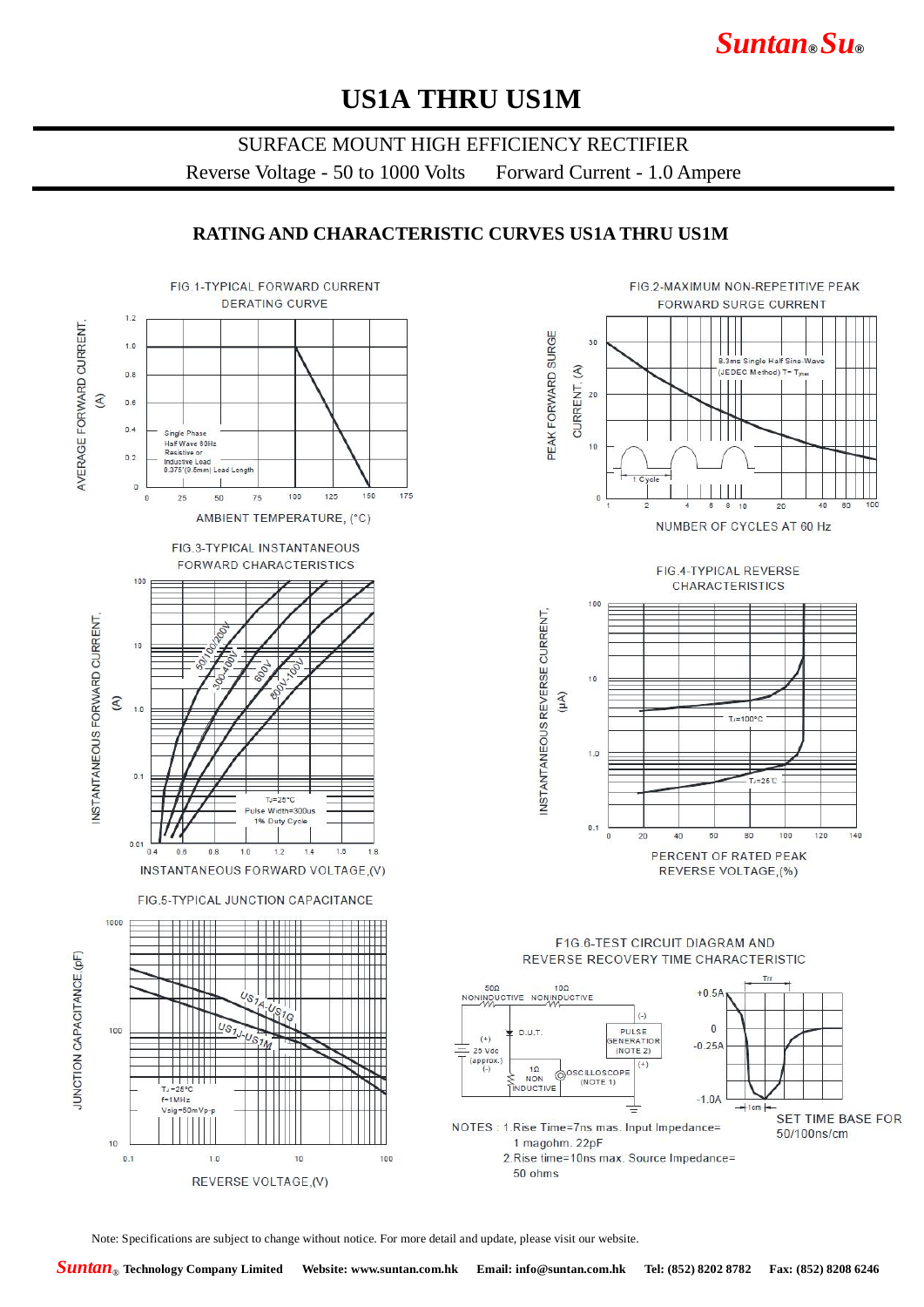# US1A THRU US1M

SURFACE MOUNT HIGH EFFICIENCY RECTIFIER

Reverse Voltage - 50 to 1000 Volts Forward Current - 1.0 Ampere

## RATING AND CHARACTERISTIC CURVES US1A THRU US1M

FIG.1-TYPICAL FORWARD CURRENT DERATING CURVE

AVERAGE FORWARD CURRENT, (A)

1.2
1.0
0.8
0.6
0.4
0.2
0

Single Phase
Half Wave 60Hz
Resistive or
Inductive Load
0.375"(9.5mm) Lead Length

0 25 50 75 100 125 150 175

AMBIENT TEMPERATURE, (°C)

FIG.2-MAXIMUM NON-REPETITIVE PEAK FORWARD SURGE CURRENT

PEAK FORWARD SURGE CURRENT, (A)

30
20
10
0

8.3ms Single Half Sine-Wave
(JEDEC Method) T= $T_{jmax}$

1 Cycle

1 2 4 6 8 10 20 40 60 100

NUMBER OF CYCLES AT 60 Hz

FIG.3-TYPICAL INSTANTANEOUS FORWARD CHARACTERISTICS

INSTANTANEOUS FORWARD CURRENT, (A)

100
10
1.0
0.1
0.01

50/100/200V
300-400V
600V
800V-100V

$T_J$=25°C
Pulse Width=300us
1% Duty Cycle

0.4 0.6 0.8 1.0 1.2 1.4 1.6 1.8

INSTANTANEOUS FORWARD VOLTAGE,(V)

FIG.4-TYPICAL REVERSE CHARACTERISTICS

INSTANTANEOUS REVERSE CURRENT, (μA)

100
10
1.0
0.1

$T_J$=100°C
$T_J$=25°C

0 20 40 60 80 100 120 140

PERCENT OF RATED PEAK REVERSE VOLTAGE,(%)

FIG.5-TYPICAL JUNCTION CAPACITANCE

JUNCTION CAPACITANCE,(pF)

1000
100
10

US1A-US1G
US1J-US1M

$T_J$=25°C
f=1MHz
Vsig=50mVp-p

0.1 1.0 10 100

REVERSE VOLTAGE,(V)

FIG.6-TEST CIRCUIT DIAGRAM AND REVERSE RECOVERY TIME CHARACTERISTIC

50Ω NONINDUCTIVE
10Ω NONINDUCTIVE
D.U.T.
(+)
25 Vdc
(approx.)
(-)
1Ω NON INDUCTIVE
OSCILLOSCOPE (NOTE 1)
PULSE GENERATOR (NOTE 2)
(-)
(+)

Trr
+0.5A
0
-0.25A
-1.0A
1cm

SET TIME BASE FOR 50/100ns/cm

NOTES : 1.Rise Time=7ns mas. Input Impedance= 1 magohm. 22pF
2.Rise time=10ns max. Source Impedance= 50 ohms

Note: Specifications are subject to change without notice. For more detail and update, please visit our website.

Suntan® Technology Company Limited Website: www.suntan.com.hk Email: info@suntan.com.hk Tel: (852) 8202 8782 Fax: (852) 8208 6246